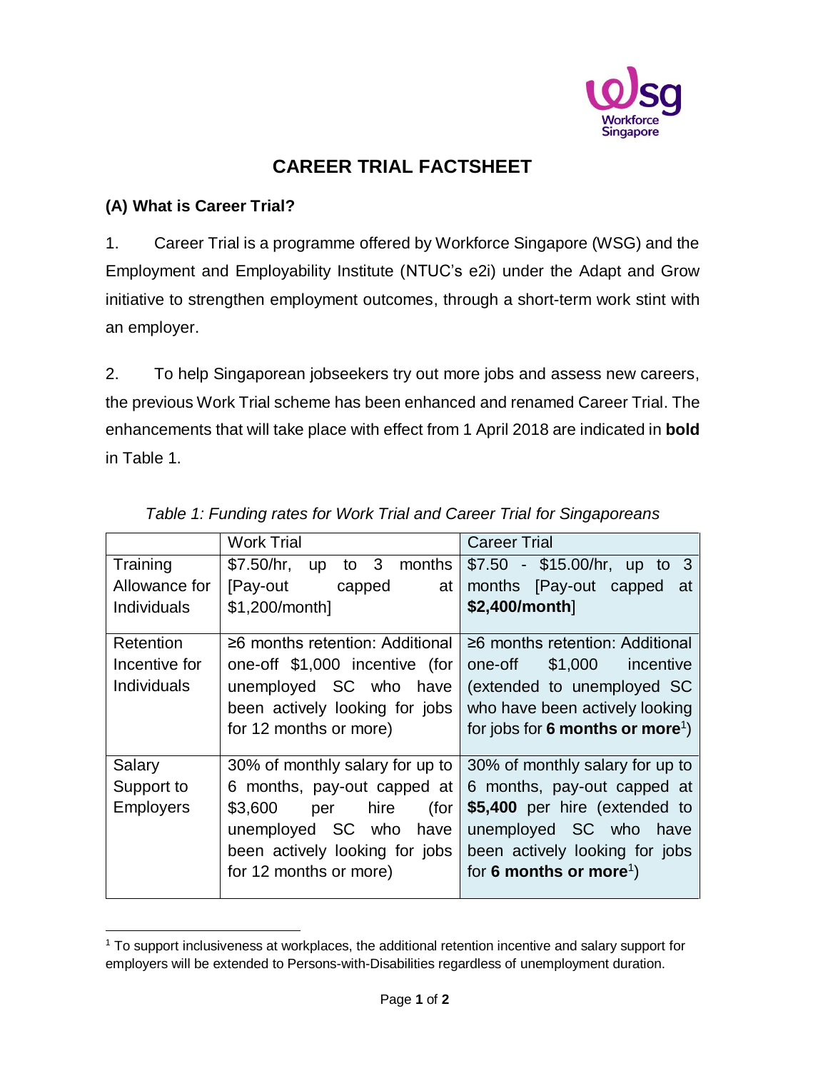# CAREER TRIAL FACTSHEET

## (A) What is Career Trial?

1. Career Trial is a programme offered by Workforce Singapore (WSG) and the Employment and Employability Institute (NTUC's e2i) under the Adapt and Grow initiative to strengthen employment outcomes, through a short-term work stint with an employer.

2. To help Singaporean jobseekers try out more jobs and assess new careers, the previous Work Trial scheme has been enhanced and renamed Career Trial. The enhancements that will take place with effect from 1 April 2018 are indicated in **bold** in Table 1.

*Table 1: Funding rates for Work Trial and Career Trial for Singaporeans*

| | Work Trial | Career Trial |
|---|---|---|
| Training Allowance for Individuals | $7.50/hr, up to 3 months [Pay-out capped at $1,200/month] | $7.50 - $15.00/hr, up to 3 months [Pay-out capped at **$2,400/month**] |
| Retention Incentive for Individuals | ≥6 months retention: Additional one-off $1,000 incentive (for unemployed SC who have been actively looking for jobs for 12 months or more) | ≥6 months retention: Additional one-off $1,000 incentive (extended to unemployed SC who have been actively looking for jobs for **6 months or more**[1]) |
| Salary Support to Employers | 30% of monthly salary for up to 6 months, pay-out capped at $3,600 per hire (for unemployed SC who have been actively looking for jobs for 12 months or more) | 30% of monthly salary for up to 6 months, pay-out capped at **$5,400** per hire (extended to unemployed SC who have been actively looking for jobs for **6 months or more**[1]) |

[1] To support inclusiveness at workplaces, the additional retention incentive and salary support for employers will be extended to Persons-with-Disabilities regardless of unemployment duration.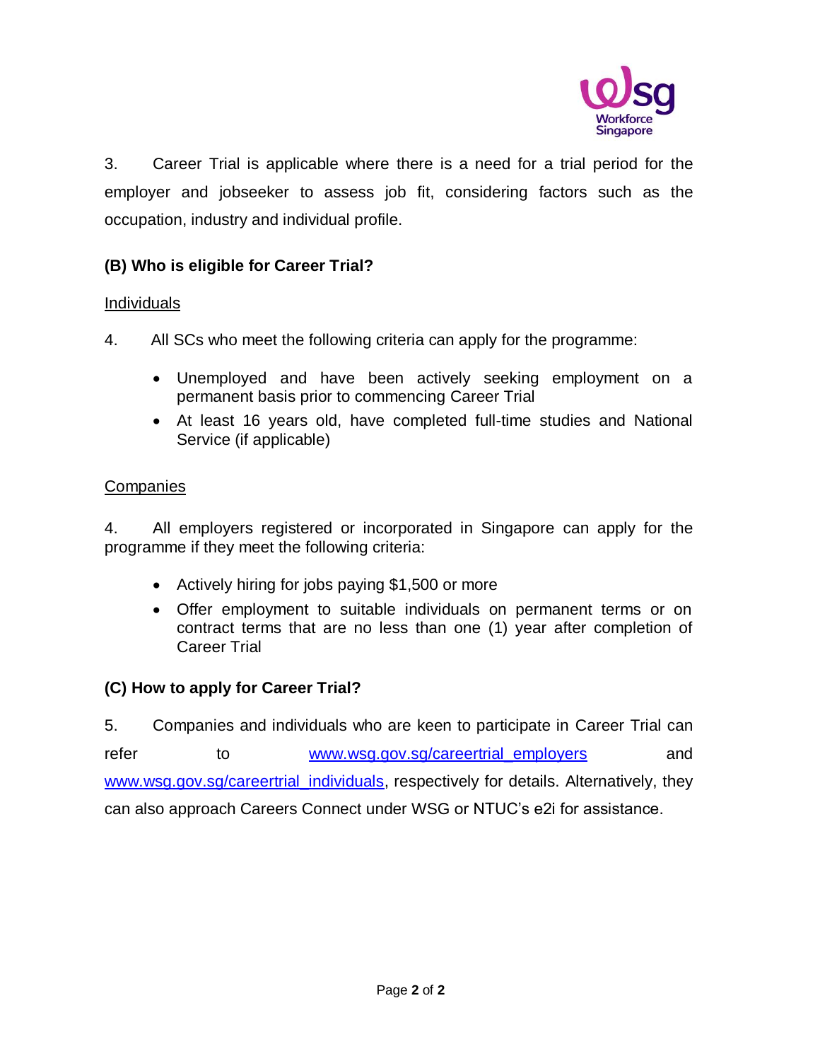3. Career Trial is applicable where there is a need for a trial period for the employer and jobseeker to assess job fit, considering factors such as the occupation, industry and individual profile.

## (B) Who is eligible for Career Trial?

Individuals

4. All SCs who meet the following criteria can apply for the programme:

- Unemployed and have been actively seeking employment on a permanent basis prior to commencing Career Trial
- At least 16 years old, have completed full-time studies and National Service (if applicable)

Companies

4. All employers registered or incorporated in Singapore can apply for the programme if they meet the following criteria:

- Actively hiring for jobs paying $1,500 or more
- Offer employment to suitable individuals on permanent terms or on contract terms that are no less than one (1) year after completion of Career Trial

## (C) How to apply for Career Trial?

5. Companies and individuals who are keen to participate in Career Trial can refer to www.wsg.gov.sg/careertrial_employers and www.wsg.gov.sg/careertrial_individuals, respectively for details. Alternatively, they can also approach Careers Connect under WSG or NTUC's e2i for assistance.